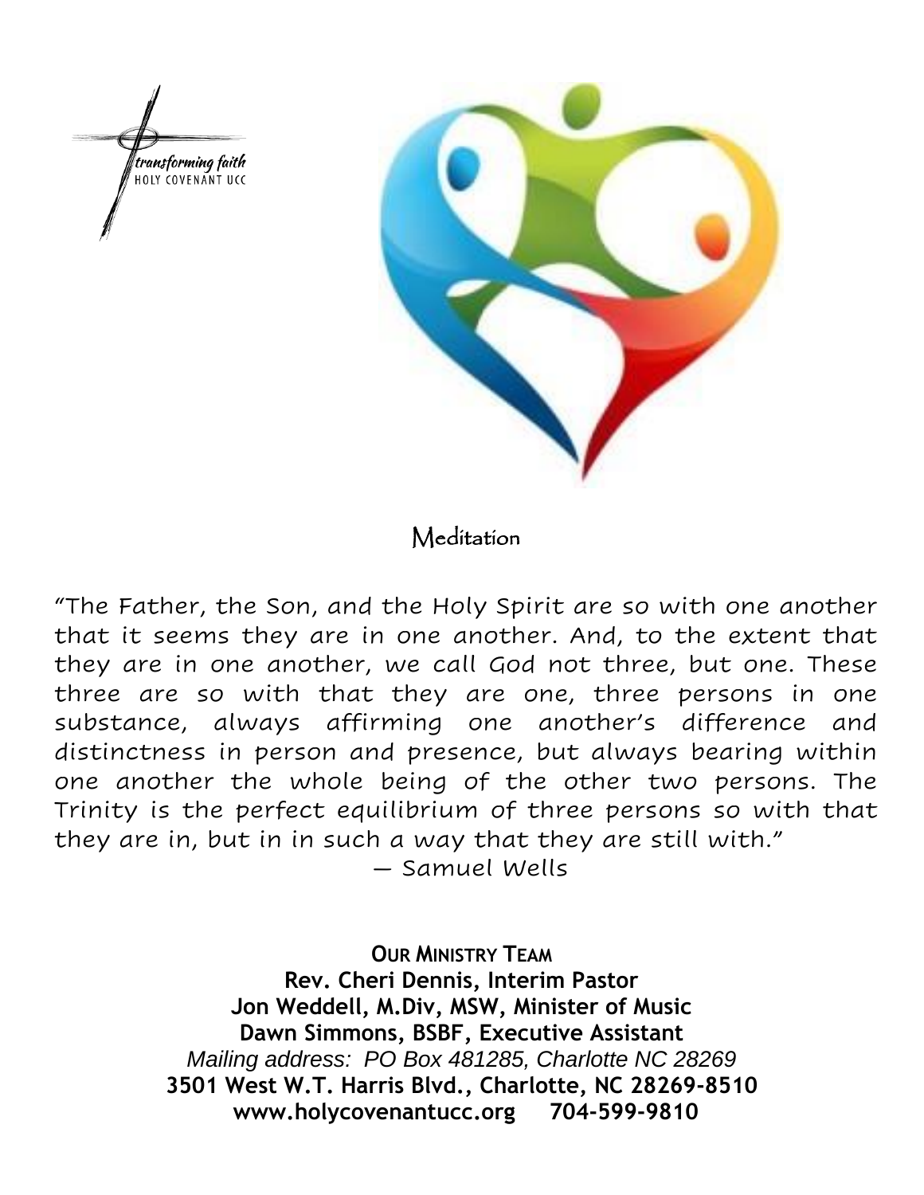transforming faith
HOLY COVENANT UCC

# Meditation

"The Father, the Son, and the Holy Spirit are so with one another that it seems they are in one another. And, to the extent that they are in one another, we call God not three, but one. These three are so with that they are one, three persons in one substance, always affirming one another's difference and distinctness in person and presence, but always bearing within one another the whole being of the other two persons. The Trinity is the perfect equilibrium of three persons so with that they are in, but in in such a way that they are still with."
— Samuel Wells

**OUR MINISTRY TEAM**
**Rev. Cheri Dennis, Interim Pastor**
**Jon Weddell, M.Div, MSW, Minister of Music**
**Dawn Simmons, BSBF, Executive Assistant**
*Mailing address: PO Box 481285, Charlotte NC 28269*
**3501 West W.T. Harris Blvd., Charlotte, NC 28269-8510**
**www.holycovenantucc.org 704-599-9810**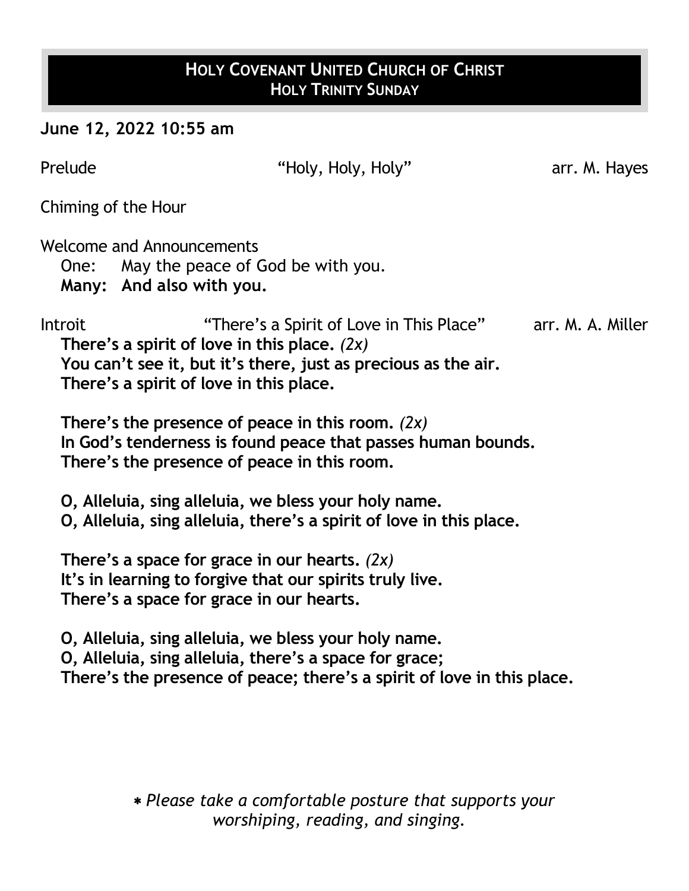## HOLY COVENANT UNITED CHURCH OF CHRIST
### HOLY TRINITY SUNDAY

**June 12, 2022 10:55 am**

Prelude "Holy, Holy, Holy" arr. M. Hayes

Chiming of the Hour

Welcome and Announcements

One: May the peace of God be with you.
**Many: And also with you.**

Introit "There's a Spirit of Love in This Place" arr. M. A. Miller

**There's a spirit of love in this place.** *(2x)*
**You can't see it, but it's there, just as precious as the air.**
**There's a spirit of love in this place.**

**There's the presence of peace in this room.** *(2x)*
**In God's tenderness is found peace that passes human bounds.**
**There's the presence of peace in this room.**

**O, Alleluia, sing alleluia, we bless your holy name.**
**O, Alleluia, sing alleluia, there's a spirit of love in this place.**

**There's a space for grace in our hearts.** *(2x)*
**It's in learning to forgive that our spirits truly live.**
**There's a space for grace in our hearts.**

**O, Alleluia, sing alleluia, we bless your holy name.**
**O, Alleluia, sing alleluia, there's a space for grace;**
**There's the presence of peace; there's a spirit of love in this place.**

*\* Please take a comfortable posture that supports your worshiping, reading, and singing.*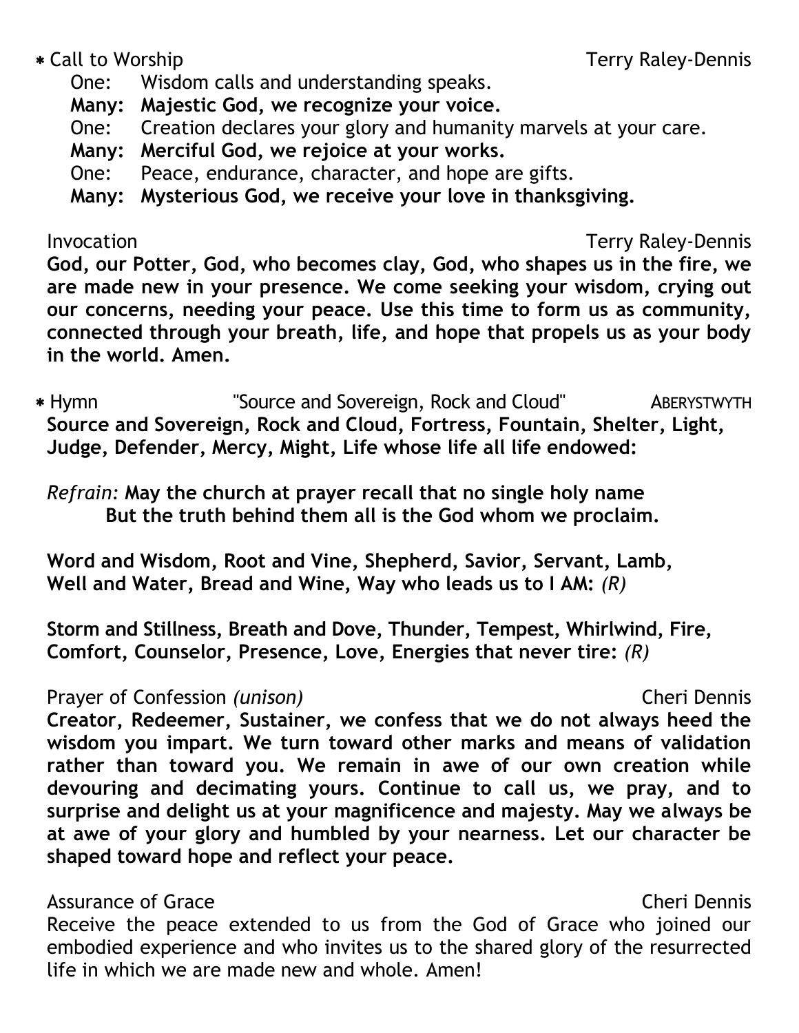\* Call to Worship — Terry Raley-Dennis

One: Wisdom calls and understanding speaks.
**Many: Majestic God, we recognize your voice.**
One: Creation declares your glory and humanity marvels at your care.
**Many: Merciful God, we rejoice at your works.**
One: Peace, endurance, character, and hope are gifts.
**Many: Mysterious God, we receive your love in thanksgiving.**

Invocation — Terry Raley-Dennis

**God, our Potter, God, who becomes clay, God, who shapes us in the fire, we are made new in your presence. We come seeking your wisdom, crying out our concerns, needing your peace. Use this time to form us as community, connected through your breath, life, and hope that propels us as your body in the world. Amen.**

\* Hymn — "Source and Sovereign, Rock and Cloud" — ABERYSTWYTH

**Source and Sovereign, Rock and Cloud, Fortress, Fountain, Shelter, Light,**
**Judge, Defender, Mercy, Might, Life whose life all life endowed:**

*Refrain:* **May the church at prayer recall that no single holy name**
**But the truth behind them all is the God whom we proclaim.**

**Word and Wisdom, Root and Vine, Shepherd, Savior, Servant, Lamb,**
**Well and Water, Bread and Wine, Way who leads us to I AM:** *(R)*

**Storm and Stillness, Breath and Dove, Thunder, Tempest, Whirlwind, Fire,**
**Comfort, Counselor, Presence, Love, Energies that never tire:** *(R)*

Prayer of Confession *(unison)* — Cheri Dennis

**Creator, Redeemer, Sustainer, we confess that we do not always heed the wisdom you impart. We turn toward other marks and means of validation rather than toward you. We remain in awe of our own creation while devouring and decimating yours. Continue to call us, we pray, and to surprise and delight us at your magnificence and majesty. May we always be at awe of your glory and humbled by your nearness. Let our character be shaped toward hope and reflect your peace.**

Assurance of Grace — Cheri Dennis

Receive the peace extended to us from the God of Grace who joined our embodied experience and who invites us to the shared glory of the resurrected life in which we are made new and whole. Amen!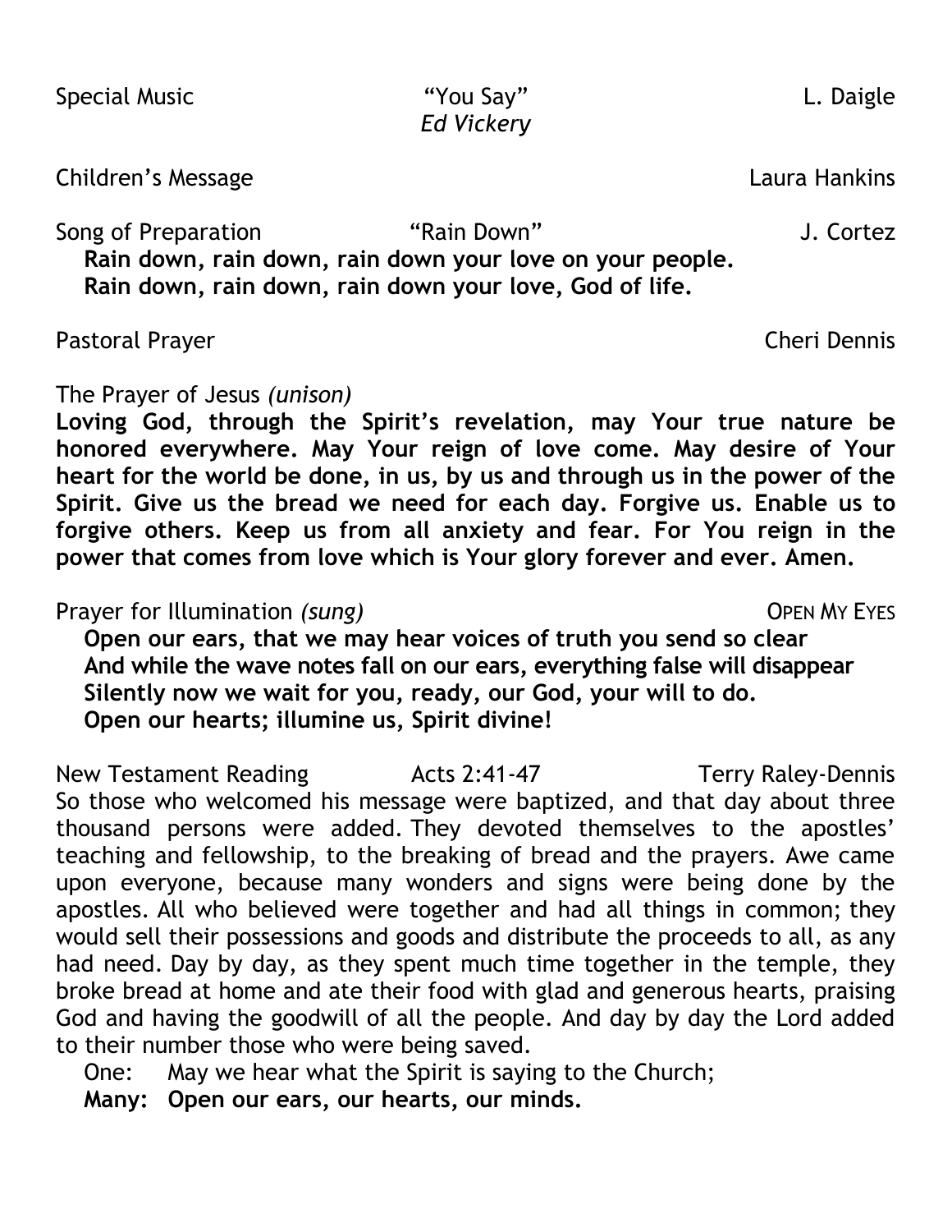Special Music — "You Say" — L. Daigle
*Ed Vickery*

Children's Message — Laura Hankins

Song of Preparation — "Rain Down" — J. Cortez

**Rain down, rain down, rain down your love on your people.**
**Rain down, rain down, rain down your love, God of life.**

Pastoral Prayer — Cheri Dennis

The Prayer of Jesus *(unison)*

**Loving God, through the Spirit's revelation, may Your true nature be honored everywhere. May Your reign of love come. May desire of Your heart for the world be done, in us, by us and through us in the power of the Spirit. Give us the bread we need for each day. Forgive us. Enable us to forgive others. Keep us from all anxiety and fear. For You reign in the power that comes from love which is Your glory forever and ever. Amen.**

Prayer for Illumination *(sung)* — OPEN MY EYES

**Open our ears, that we may hear voices of truth you send so clear**
**And while the wave notes fall on our ears, everything false will disappear**
**Silently now we wait for you, ready, our God, your will to do.**
**Open our hearts; illumine us, Spirit divine!**

New Testament Reading — Acts 2:41-47 — Terry Raley-Dennis

So those who welcomed his message were baptized, and that day about three thousand persons were added. They devoted themselves to the apostles' teaching and fellowship, to the breaking of bread and the prayers. Awe came upon everyone, because many wonders and signs were being done by the apostles. All who believed were together and had all things in common; they would sell their possessions and goods and distribute the proceeds to all, as any had need. Day by day, as they spent much time together in the temple, they broke bread at home and ate their food with glad and generous hearts, praising God and having the goodwill of all the people. And day by day the Lord added to their number those who were being saved.

One: May we hear what the Spirit is saying to the Church;
**Many: Open our ears, our hearts, our minds.**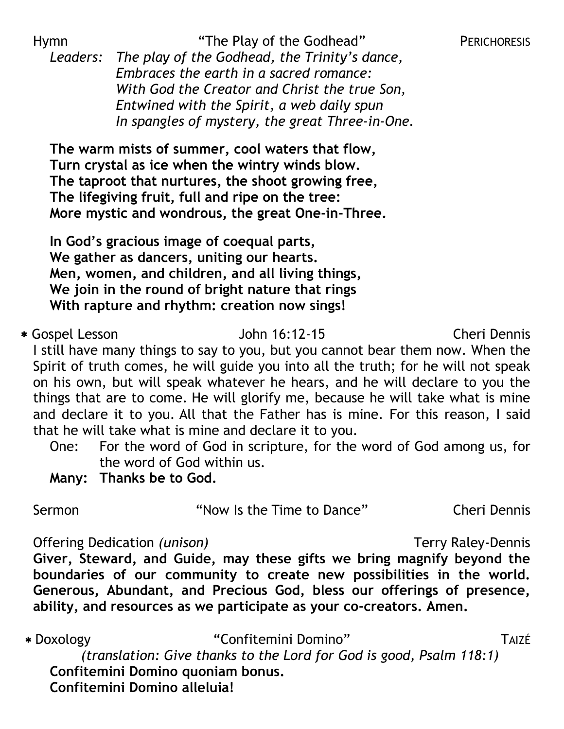Hymn "The Play of the Godhead" PERICHORESIS

*Leaders: The play of the Godhead, the Trinity's dance,*
*Embraces the earth in a sacred romance:*
*With God the Creator and Christ the true Son,*
*Entwined with the Spirit, a web daily spun*
*In spangles of mystery, the great Three-in-One.*

**The warm mists of summer, cool waters that flow,**
**Turn crystal as ice when the wintry winds blow.**
**The taproot that nurtures, the shoot growing free,**
**The lifegiving fruit, full and ripe on the tree:**
**More mystic and wondrous, the great One-in-Three.**

**In God's gracious image of coequal parts,**
**We gather as dancers, uniting our hearts.**
**Men, women, and children, and all living things,**
**We join in the round of bright nature that rings**
**With rapture and rhythm: creation now sings!**

\* Gospel Lesson John 16:12-15 Cheri Dennis

I still have many things to say to you, but you cannot bear them now. When the Spirit of truth comes, he will guide you into all the truth; for he will not speak on his own, but will speak whatever he hears, and he will declare to you the things that are to come. He will glorify me, because he will take what is mine and declare it to you. All that the Father has is mine. For this reason, I said that he will take what is mine and declare it to you.

One: For the word of God in scripture, for the word of God among us, for the word of God within us.

**Many: Thanks be to God.**

Sermon "Now Is the Time to Dance" Cheri Dennis

Offering Dedication *(unison)* Terry Raley-Dennis

**Giver, Steward, and Guide, may these gifts we bring magnify beyond the boundaries of our community to create new possibilities in the world. Generous, Abundant, and Precious God, bless our offerings of presence, ability, and resources as we participate as your co-creators. Amen.**

\* Doxology "Confitemini Domino" TAIZÉ

*(translation: Give thanks to the Lord for God is good, Psalm 118:1)*

**Confitemini Domino quoniam bonus.**
**Confitemini Domino alleluia!**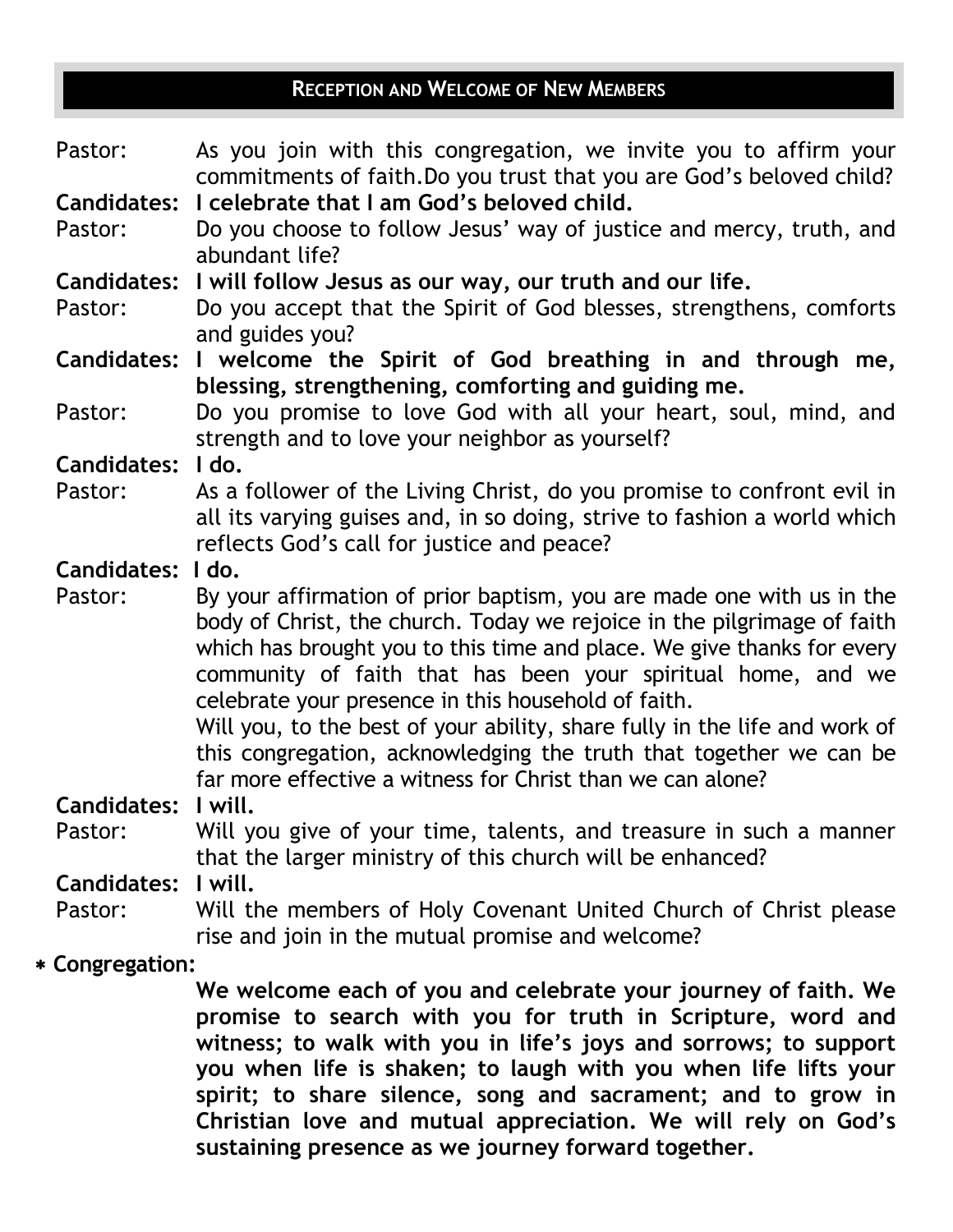## RECEPTION AND WELCOME OF NEW MEMBERS

Pastor: As you join with this congregation, we invite you to affirm your commitments of faith.Do you trust that you are God's beloved child?

**Candidates: I celebrate that I am God's beloved child.**

Pastor: Do you choose to follow Jesus' way of justice and mercy, truth, and abundant life?

**Candidates: I will follow Jesus as our way, our truth and our life.**

Pastor: Do you accept that the Spirit of God blesses, strengthens, comforts and guides you?

**Candidates: I welcome the Spirit of God breathing in and through me, blessing, strengthening, comforting and guiding me.**

Pastor: Do you promise to love God with all your heart, soul, mind, and strength and to love your neighbor as yourself?

**Candidates: I do.**

Pastor: As a follower of the Living Christ, do you promise to confront evil in all its varying guises and, in so doing, strive to fashion a world which reflects God's call for justice and peace?

**Candidates: I do.**

Pastor: By your affirmation of prior baptism, you are made one with us in the body of Christ, the church. Today we rejoice in the pilgrimage of faith which has brought you to this time and place. We give thanks for every community of faith that has been your spiritual home, and we celebrate your presence in this household of faith.
Will you, to the best of your ability, share fully in the life and work of this congregation, acknowledging the truth that together we can be far more effective a witness for Christ than we can alone?

**Candidates: I will.**

Pastor: Will you give of your time, talents, and treasure in such a manner that the larger ministry of this church will be enhanced?

**Candidates: I will.**

Pastor: Will the members of Holy Covenant United Church of Christ please rise and join in the mutual promise and welcome?

\* **Congregation:**

**We welcome each of you and celebrate your journey of faith. We promise to search with you for truth in Scripture, word and witness; to walk with you in life's joys and sorrows; to support you when life is shaken; to laugh with you when life lifts your spirit; to share silence, song and sacrament; and to grow in Christian love and mutual appreciation. We will rely on God's sustaining presence as we journey forward together.**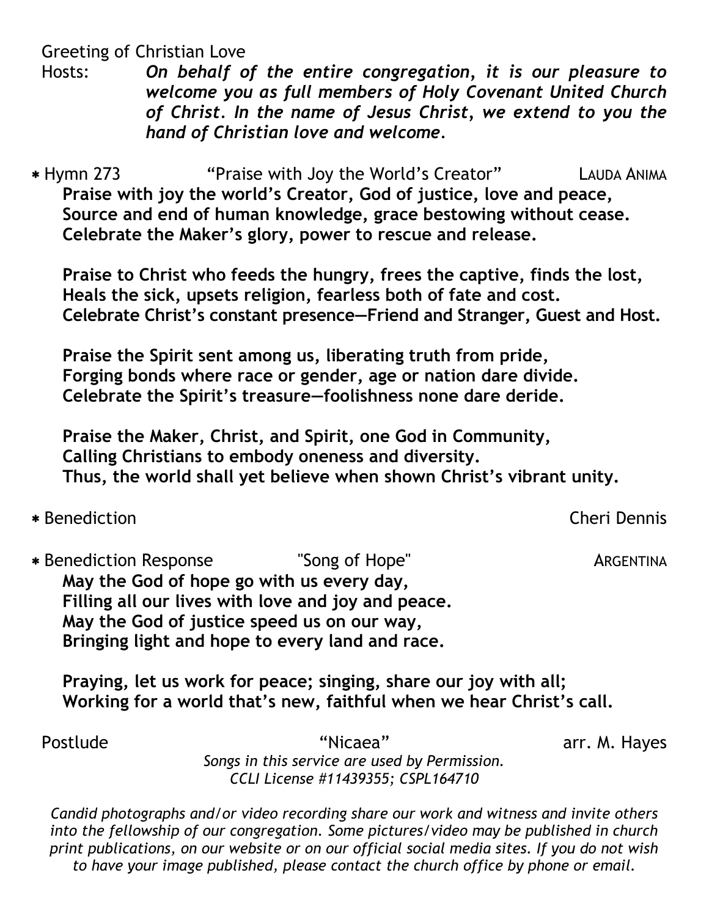Greeting of Christian Love

Hosts: ***On behalf of the entire congregation, it is our pleasure to welcome you as full members of Holy Covenant United Church of Christ. In the name of Jesus Christ, we extend to you the hand of Christian love and welcome.***

* Hymn 273 “Praise with Joy the World’s Creator” LAUDA ANIMA

**Praise with joy the world’s Creator, God of justice, love and peace,**
**Source and end of human knowledge, grace bestowing without cease.**
**Celebrate the Maker’s glory, power to rescue and release.**

**Praise to Christ who feeds the hungry, frees the captive, finds the lost,**
**Heals the sick, upsets religion, fearless both of fate and cost.**
**Celebrate Christ’s constant presence—Friend and Stranger, Guest and Host.**

**Praise the Spirit sent among us, liberating truth from pride,**
**Forging bonds where race or gender, age or nation dare divide.**
**Celebrate the Spirit’s treasure—foolishness none dare deride.**

**Praise the Maker, Christ, and Spirit, one God in Community,**
**Calling Christians to embody oneness and diversity.**
**Thus, the world shall yet believe when shown Christ’s vibrant unity.**

* Benediction Cheri Dennis

* Benediction Response "Song of Hope" ARGENTINA

**May the God of hope go with us every day,**
**Filling all our lives with love and joy and peace.**
**May the God of justice speed us on our way,**
**Bringing light and hope to every land and race.**

**Praying, let us work for peace; singing, share our joy with all;**
**Working for a world that’s new, faithful when we hear Christ’s call.**

Postlude “Nicaea” arr. M. Hayes

*Songs in this service are used by Permission.*
*CCLI License #11439355; CSPL164710*

*Candid photographs and/or video recording share our work and witness and invite others into the fellowship of our congregation. Some pictures/video may be published in church print publications, on our website or on our official social media sites. If you do not wish to have your image published, please contact the church office by phone or email.*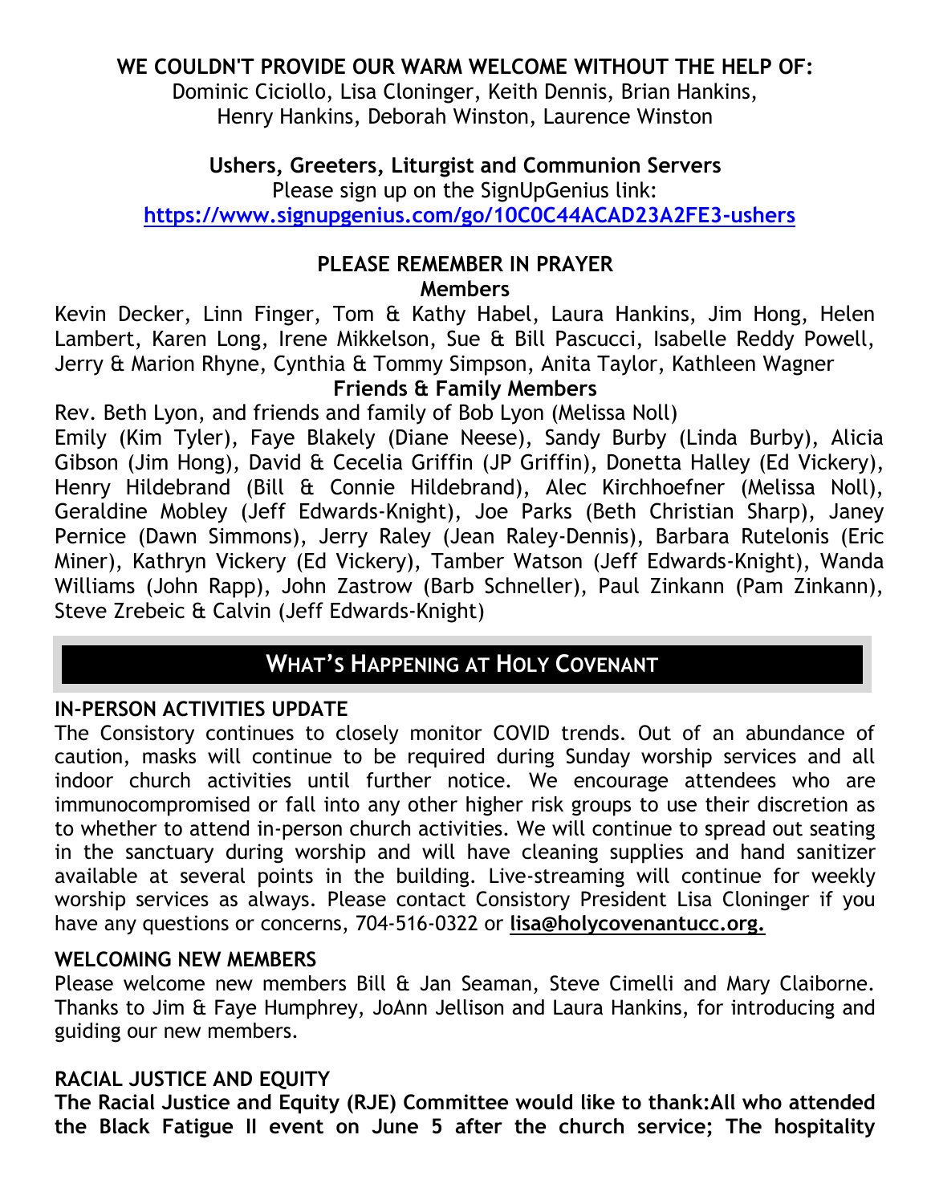**WE COULDN'T PROVIDE OUR WARM WELCOME WITHOUT THE HELP OF:**
Dominic Ciciollo, Lisa Cloninger, Keith Dennis, Brian Hankins, Henry Hankins, Deborah Winston, Laurence Winston

**Ushers, Greeters, Liturgist and Communion Servers**
Please sign up on the SignUpGenius link:
**https://www.signupgenius.com/go/10C0C44ACAD23A2FE3-ushers**

**PLEASE REMEMBER IN PRAYER**

**Members**

Kevin Decker, Linn Finger, Tom & Kathy Habel, Laura Hankins, Jim Hong, Helen Lambert, Karen Long, Irene Mikkelson, Sue & Bill Pascucci, Isabelle Reddy Powell, Jerry & Marion Rhyne, Cynthia & Tommy Simpson, Anita Taylor, Kathleen Wagner

**Friends & Family Members**

Rev. Beth Lyon, and friends and family of Bob Lyon (Melissa Noll)
Emily (Kim Tyler), Faye Blakely (Diane Neese), Sandy Burby (Linda Burby), Alicia Gibson (Jim Hong), David & Cecelia Griffin (JP Griffin), Donetta Halley (Ed Vickery), Henry Hildebrand (Bill & Connie Hildebrand), Alec Kirchhoefner (Melissa Noll), Geraldine Mobley (Jeff Edwards-Knight), Joe Parks (Beth Christian Sharp), Janey Pernice (Dawn Simmons), Jerry Raley (Jean Raley-Dennis), Barbara Rutelonis (Eric Miner), Kathryn Vickery (Ed Vickery), Tamber Watson (Jeff Edwards-Knight), Wanda Williams (John Rapp), John Zastrow (Barb Schneller), Paul Zinkann (Pam Zinkann), Steve Zrebeic & Calvin (Jeff Edwards-Knight)

## WHAT'S HAPPENING AT HOLY COVENANT

**IN-PERSON ACTIVITIES UPDATE**

The Consistory continues to closely monitor COVID trends. Out of an abundance of caution, masks will continue to be required during Sunday worship services and all indoor church activities until further notice. We encourage attendees who are immunocompromised or fall into any other higher risk groups to use their discretion as to whether to attend in-person church activities. We will continue to spread out seating in the sanctuary during worship and will have cleaning supplies and hand sanitizer available at several points in the building. Live-streaming will continue for weekly worship services as always. Please contact Consistory President Lisa Cloninger if you have any questions or concerns, 704-516-0322 or **lisa@holycovenantucc.org.**

**WELCOMING NEW MEMBERS**

Please welcome new members Bill & Jan Seaman, Steve Cimelli and Mary Claiborne. Thanks to Jim & Faye Humphrey, JoAnn Jellison and Laura Hankins, for introducing and guiding our new members.

**RACIAL JUSTICE AND EQUITY**

**The Racial Justice and Equity (RJE) Committee would like to thank:All who attended the Black Fatigue II event on June 5 after the church service; The hospitality**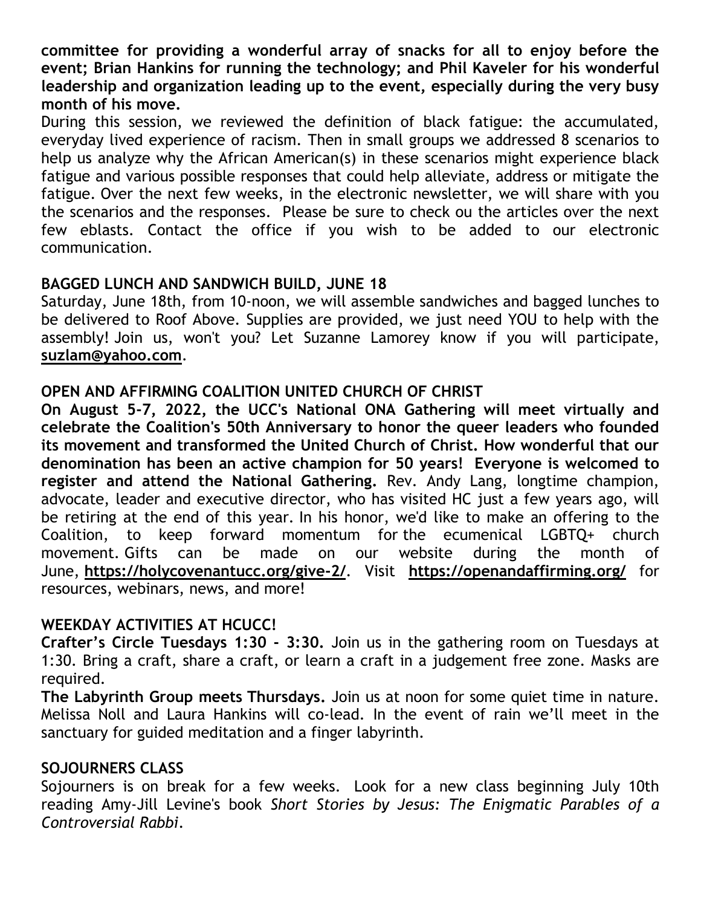**committee for providing a wonderful array of snacks for all to enjoy before the event; Brian Hankins for running the technology; and Phil Kaveler for his wonderful leadership and organization leading up to the event, especially during the very busy month of his move.**

During this session, we reviewed the definition of black fatigue: the accumulated, everyday lived experience of racism. Then in small groups we addressed 8 scenarios to help us analyze why the African American(s) in these scenarios might experience black fatigue and various possible responses that could help alleviate, address or mitigate the fatigue. Over the next few weeks, in the electronic newsletter, we will share with you the scenarios and the responses. Please be sure to check ou the articles over the next few eblasts. Contact the office if you wish to be added to our electronic communication.

**BAGGED LUNCH AND SANDWICH BUILD, JUNE 18**

Saturday, June 18th, from 10-noon, we will assemble sandwiches and bagged lunches to be delivered to Roof Above. Supplies are provided, we just need YOU to help with the assembly! Join us, won't you? Let Suzanne Lamorey know if you will participate, **suzlam@yahoo.com**.

**OPEN AND AFFIRMING COALITION UNITED CHURCH OF CHRIST**

**On August 5-7, 2022, the UCC's National ONA Gathering will meet virtually and celebrate the Coalition's 50th Anniversary to honor the queer leaders who founded its movement and transformed the United Church of Christ. How wonderful that our denomination has been an active champion for 50 years! Everyone is welcomed to register and attend the National Gathering.** Rev. Andy Lang, longtime champion, advocate, leader and executive director, who has visited HC just a few years ago, will be retiring at the end of this year. In his honor, we'd like to make an offering to the Coalition, to keep forward momentum for the ecumenical LGBTQ+ church movement. Gifts can be made on our website during the month of June, **https://holycovenantucc.org/give-2/**. Visit **https://openandaffirming.org/** for resources, webinars, news, and more!

**WEEKDAY ACTIVITIES AT HCUCC!**

**Crafter's Circle Tuesdays 1:30 - 3:30.** Join us in the gathering room on Tuesdays at 1:30. Bring a craft, share a craft, or learn a craft in a judgement free zone. Masks are required.

**The Labyrinth Group meets Thursdays.** Join us at noon for some quiet time in nature. Melissa Noll and Laura Hankins will co-lead. In the event of rain we'll meet in the sanctuary for guided meditation and a finger labyrinth.

**SOJOURNERS CLASS**

Sojourners is on break for a few weeks. Look for a new class beginning July 10th reading Amy-Jill Levine's book *Short Stories by Jesus: The Enigmatic Parables of a Controversial Rabbi*.